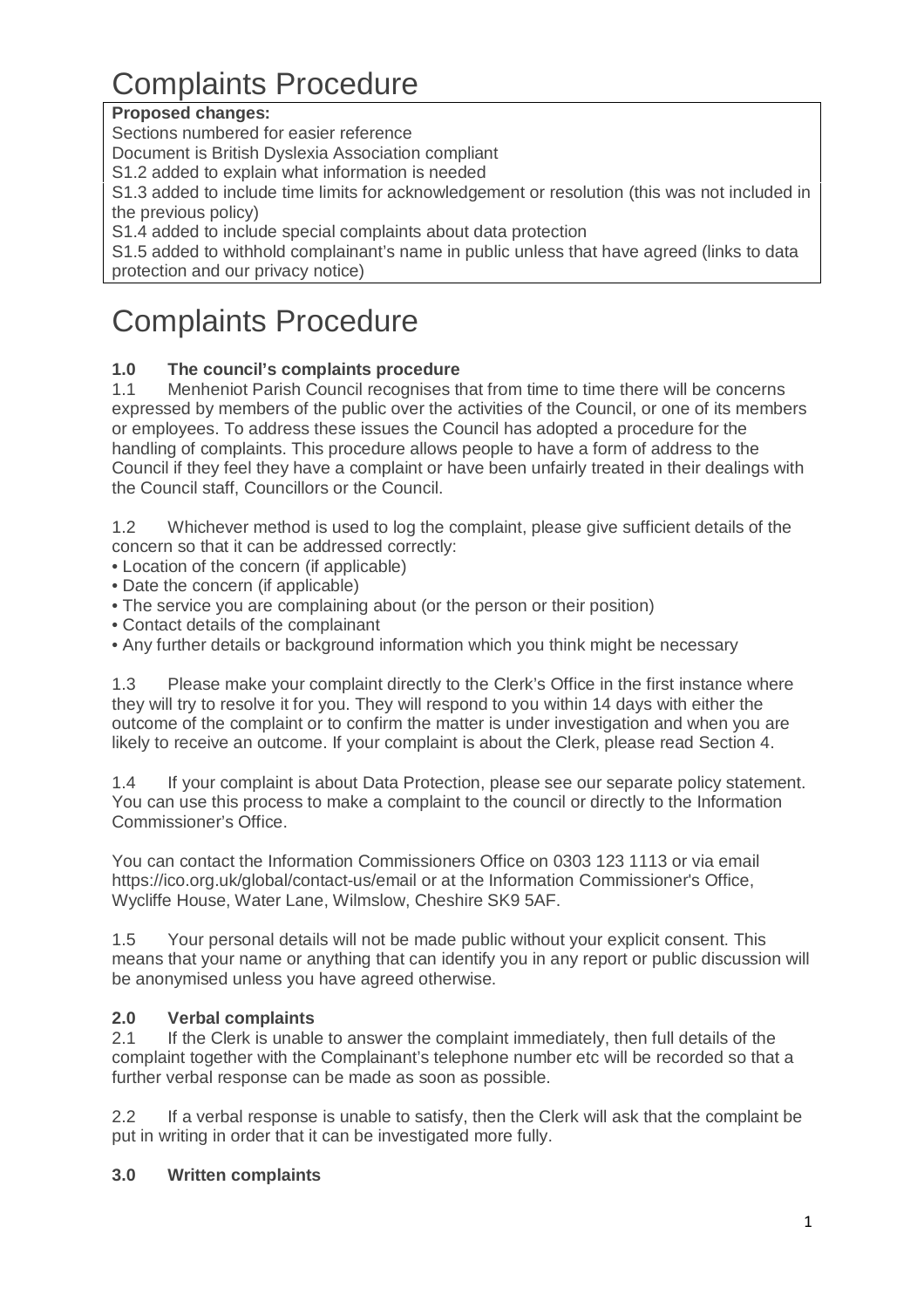# Complaints Procedure

**Proposed changes:**

Sections numbered for easier reference

Document is British Dyslexia Association compliant

S1.2 added to explain what information is needed

S1.3 added to include time limits for acknowledgement or resolution (this was not included in the previous policy)

S1.4 added to include special complaints about data protection

S1.5 added to withhold complainant's name in public unless that have agreed (links to data protection and our privacy notice)

# Complaints Procedure

### 1.0 The council's complaints procedure

1.1 Menheniot Parish Council recognises that from time to time there will be concerns expressed by members of the public over the activities of the Council, or one of its members or employees. To address these issues the Council has adopted a procedure for the handling of complaints. This procedure allows people to have a form of address to the Council if they feel they have a complaint or have been unfairly treated in their dealings with the Council staff, Councillors or the Council.

1.2 Whichever method is used to log the complaint, please give sufficient details of the concern so that it can be addressed correctly:

- Location of the concern (if applicable)
- Date the concern (if applicable)
- The service you are complaining about (or the person or their position)
- Contact details of the complainant
- Any further details or background information which you think might be necessary

1.3 Please make your complaint directly to the Clerk's Office in the first instance where they will try to resolve it for you. They will respond to you within 14 days with either the outcome of the complaint or to confirm the matter is under investigation and when you are likely to receive an outcome. If your complaint is about the Clerk, please read Section 4.

1.4 If your complaint is about Data Protection, please see our separate policy statement. You can use this process to make a complaint to the council or directly to the Information Commissioner's Office.

You can contact the Information Commissioners Office on 0303 123 1113 or via email https://ico.org.uk/global/contact-us/email or at the Information Commissioner's Office, Wycliffe House, Water Lane, Wilmslow, Cheshire SK9 5AF.

1.5 Your personal details will not be made public without your explicit consent. This means that your name or anything that can identify you in any report or public discussion will be anonymised unless you have agreed otherwise.

### 2.0 Verbal complaints

2.1 If the Clerk is unable to answer the complaint immediately, then full details of the complaint together with the Complainant's telephone number etc will be recorded so that a further verbal response can be made as soon as possible.

2.2 If a verbal response is unable to satisfy, then the Clerk will ask that the complaint be put in writing in order that it can be investigated more fully.

### 3.0 Written complaints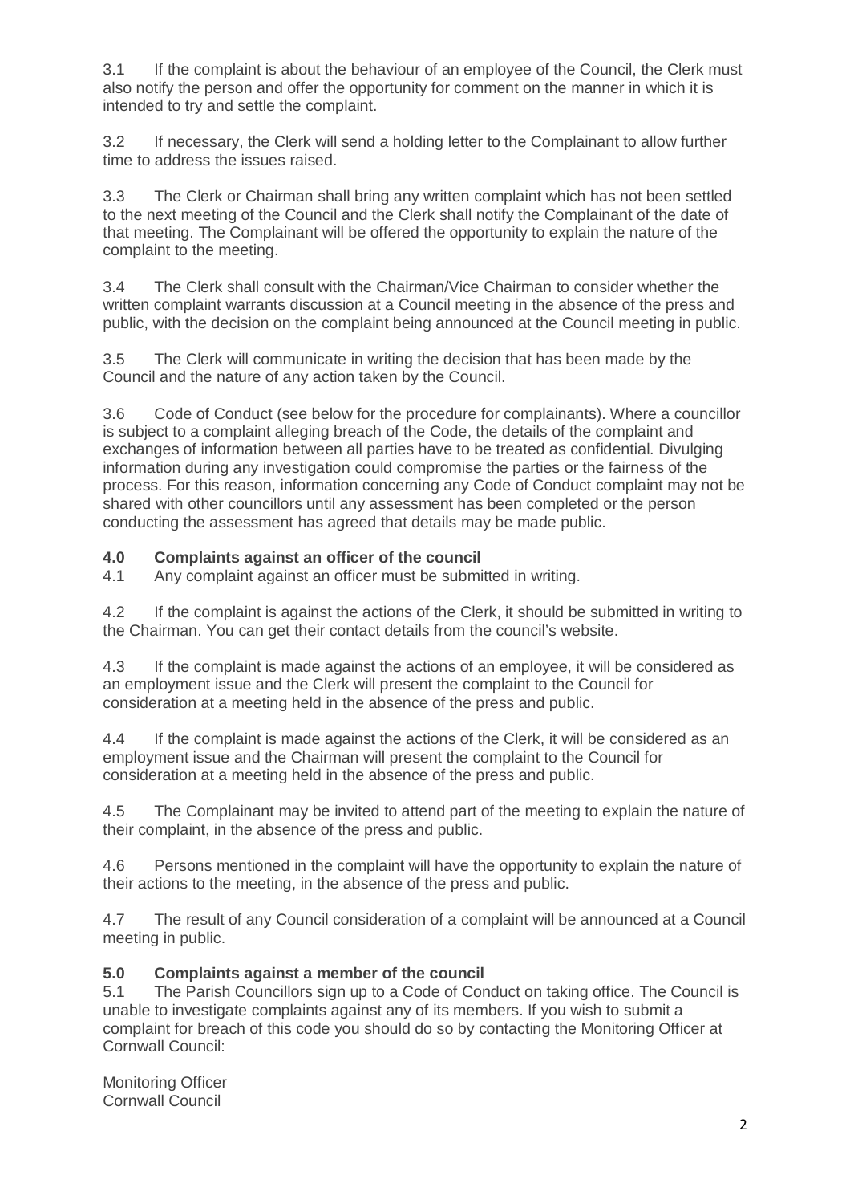3.1 If the complaint is about the behaviour of an employee of the Council, the Clerk must also notify the person and offer the opportunity for comment on the manner in which it is intended to try and settle the complaint.

3.2 If necessary, the Clerk will send a holding letter to the Complainant to allow further time to address the issues raised.

3.3 The Clerk or Chairman shall bring any written complaint which has not been settled to the next meeting of the Council and the Clerk shall notify the Complainant of the date of that meeting. The Complainant will be offered the opportunity to explain the nature of the complaint to the meeting.

3.4 The Clerk shall consult with the Chairman/Vice Chairman to consider whether the written complaint warrants discussion at a Council meeting in the absence of the press and public, with the decision on the complaint being announced at the Council meeting in public.

3.5 The Clerk will communicate in writing the decision that has been made by the Council and the nature of any action taken by the Council.

3.6 Code of Conduct (see below for the procedure for complainants). Where a councillor is subject to a complaint alleging breach of the Code, the details of the complaint and exchanges of information between all parties have to be treated as confidential. Divulging information during any investigation could compromise the parties or the fairness of the process. For this reason, information concerning any Code of Conduct complaint may not be shared with other councillors until any assessment has been completed or the person conducting the assessment has agreed that details may be made public.

### 4.0 Complaints against an officer of the council

4.1 Any complaint against an officer must be submitted in writing.

4.2 If the complaint is against the actions of the Clerk, it should be submitted in writing to the Chairman. You can get their contact details from the council's website.

4.3 If the complaint is made against the actions of an employee, it will be considered as an employment issue and the Clerk will present the complaint to the Council for consideration at a meeting held in the absence of the press and public.

4.4 If the complaint is made against the actions of the Clerk, it will be considered as an employment issue and the Chairman will present the complaint to the Council for consideration at a meeting held in the absence of the press and public.

4.5 The Complainant may be invited to attend part of the meeting to explain the nature of their complaint, in the absence of the press and public.

4.6 Persons mentioned in the complaint will have the opportunity to explain the nature of their actions to the meeting, in the absence of the press and public.

4.7 The result of any Council consideration of a complaint will be announced at a Council meeting in public.

### 5.0 Complaints against a member of the council

5.1 The Parish Councillors sign up to a Code of Conduct on taking office. The Council is unable to investigate complaints against any of its members. If you wish to submit a complaint for breach of this code you should do so by contacting the Monitoring Officer at Cornwall Council:

Monitoring Officer
Cornwall Council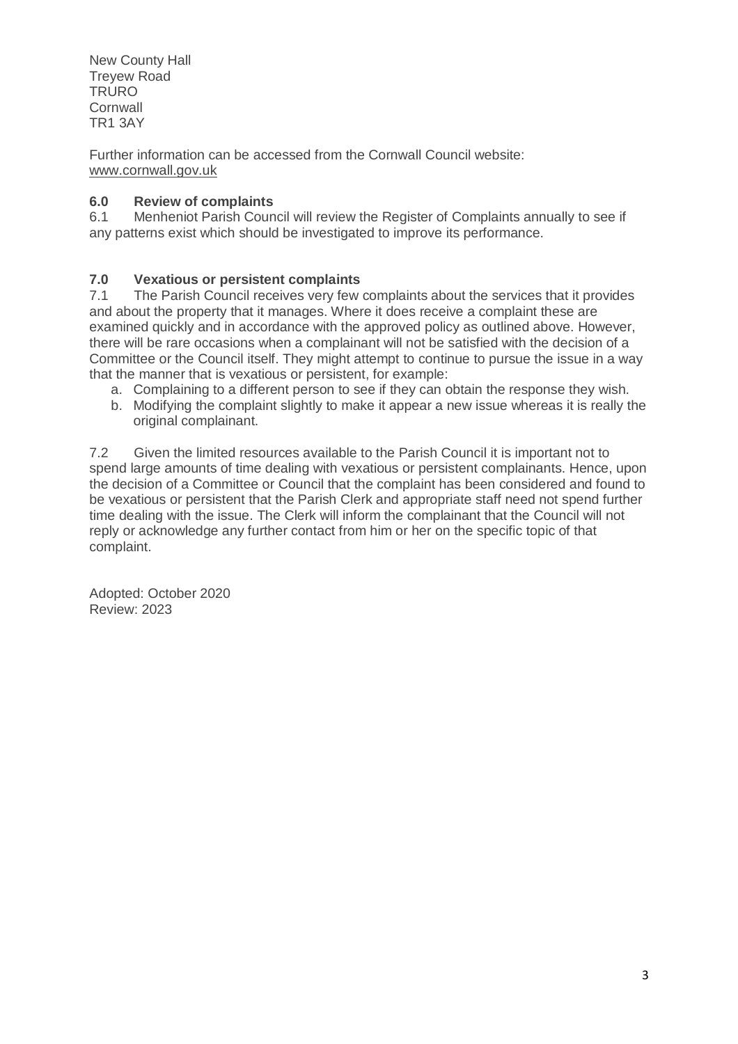New County Hall
Treyew Road
TRURO
Cornwall
TR1 3AY

Further information can be accessed from the Cornwall Council website:
www.cornwall.gov.uk

### 6.0 Review of complaints

6.1 Menheniot Parish Council will review the Register of Complaints annually to see if any patterns exist which should be investigated to improve its performance.

### 7.0 Vexatious or persistent complaints

7.1 The Parish Council receives very few complaints about the services that it provides and about the property that it manages. Where it does receive a complaint these are examined quickly and in accordance with the approved policy as outlined above. However, there will be rare occasions when a complainant will not be satisfied with the decision of a Committee or the Council itself. They might attempt to continue to pursue the issue in a way that the manner that is vexatious or persistent, for example:

a. Complaining to a different person to see if they can obtain the response they wish.
b. Modifying the complaint slightly to make it appear a new issue whereas it is really the original complainant.

7.2 Given the limited resources available to the Parish Council it is important not to spend large amounts of time dealing with vexatious or persistent complainants. Hence, upon the decision of a Committee or Council that the complaint has been considered and found to be vexatious or persistent that the Parish Clerk and appropriate staff need not spend further time dealing with the issue. The Clerk will inform the complainant that the Council will not reply or acknowledge any further contact from him or her on the specific topic of that complaint.

Adopted: October 2020
Review: 2023